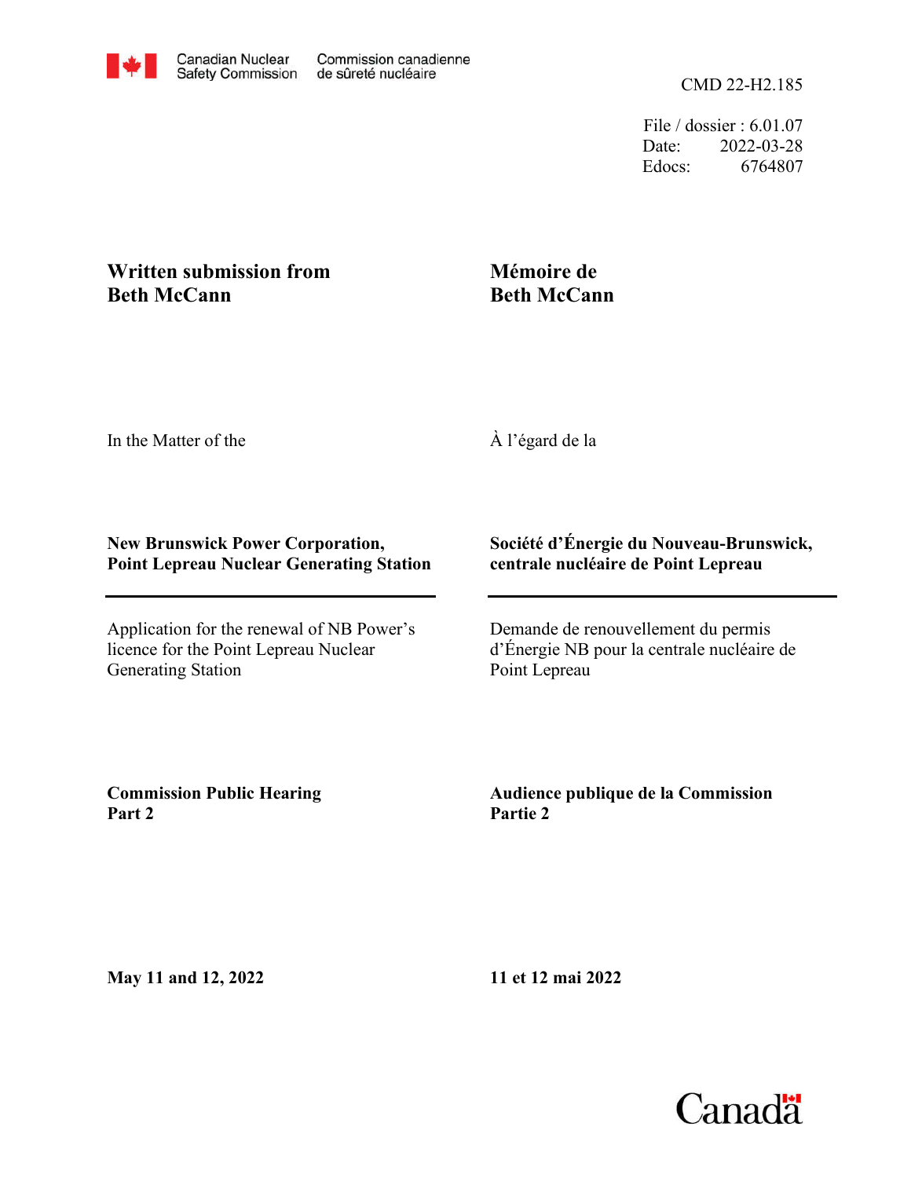Canadian Nuclear Safety Commission — Commission canadienne de sûreté nucléaire

CMD 22-H2.185

File / dossier : 6.01.07
Date: 2022-03-28
Edocs: 6764807

**Written submission from Beth McCann**

**Mémoire de Beth McCann**

In the Matter of the

À l'égard de la

**New Brunswick Power Corporation, Point Lepreau Nuclear Generating Station**

**Société d'Énergie du Nouveau-Brunswick, centrale nucléaire de Point Lepreau**

Application for the renewal of NB Power's licence for the Point Lepreau Nuclear Generating Station

Demande de renouvellement du permis d'Énergie NB pour la centrale nucléaire de Point Lepreau

**Commission Public Hearing Part 2**

**Audience publique de la Commission Partie 2**

**May 11 and 12, 2022**

**11 et 12 mai 2022**

Canada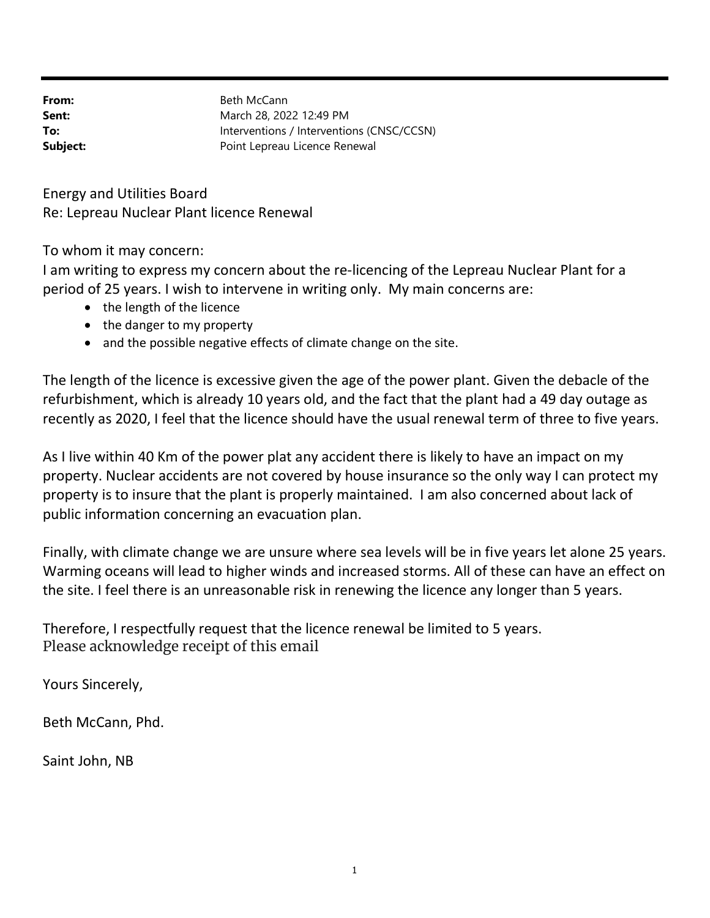**From:** Beth McCann
**Sent:** March 28, 2022 12:49 PM
**To:** Interventions / Interventions (CNSC/CCSN)
**Subject:** Point Lepreau Licence Renewal

Energy and Utilities Board
Re: Lepreau Nuclear Plant licence Renewal

To whom it may concern:
I am writing to express my concern about the re-licencing of the Lepreau Nuclear Plant for a period of 25 years. I wish to intervene in writing only. My main concerns are:

- the length of the licence
- the danger to my property
- and the possible negative effects of climate change on the site.

The length of the licence is excessive given the age of the power plant. Given the debacle of the refurbishment, which is already 10 years old, and the fact that the plant had a 49 day outage as recently as 2020, I feel that the licence should have the usual renewal term of three to five years.

As I live within 40 Km of the power plat any accident there is likely to have an impact on my property. Nuclear accidents are not covered by house insurance so the only way I can protect my property is to insure that the plant is properly maintained. I am also concerned about lack of public information concerning an evacuation plan.

Finally, with climate change we are unsure where sea levels will be in five years let alone 25 years. Warming oceans will lead to higher winds and increased storms. All of these can have an effect on the site. I feel there is an unreasonable risk in renewing the licence any longer than 5 years.

Therefore, I respectfully request that the licence renewal be limited to 5 years.
Please acknowledge receipt of this email

Yours Sincerely,

Beth McCann, Phd.

Saint John, NB